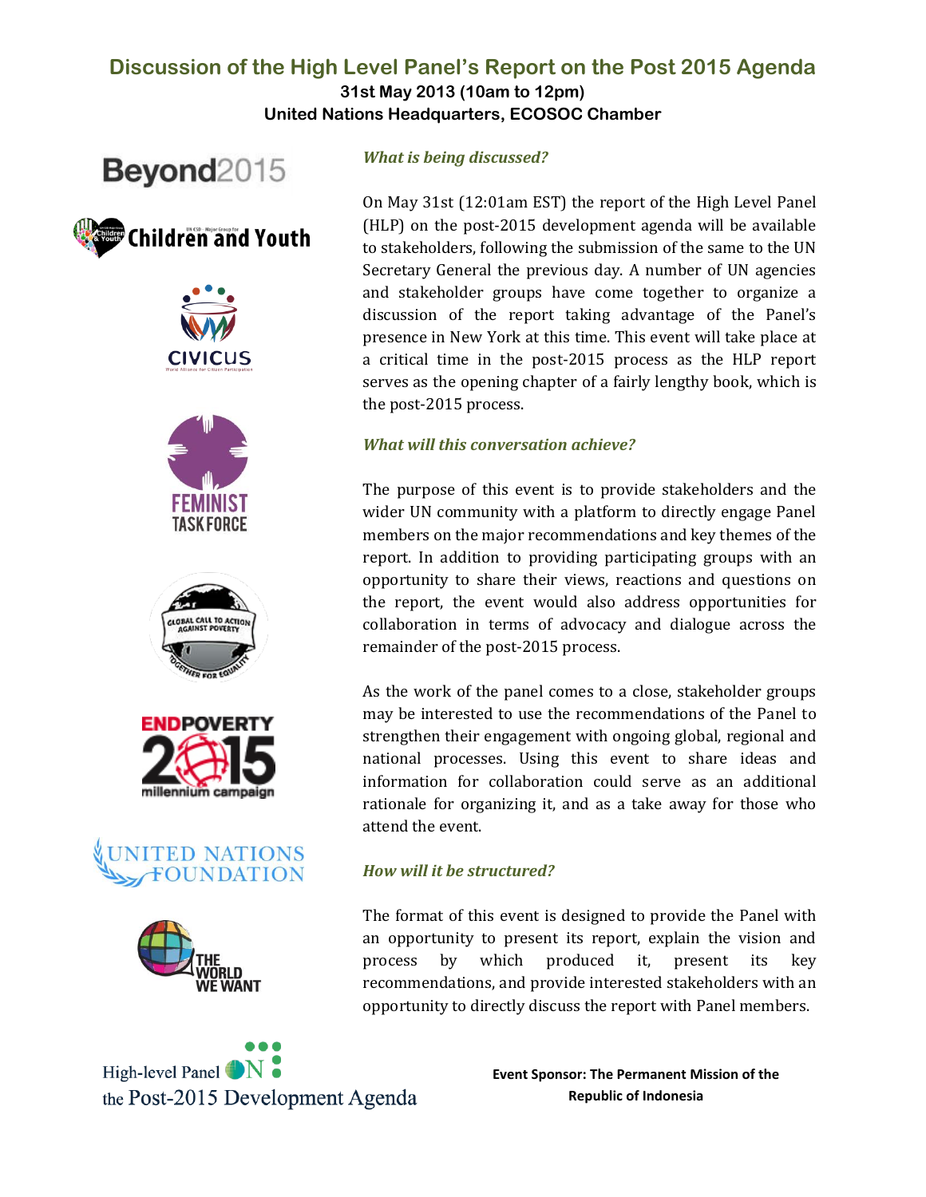# Discussion of the High Level Panel's Report on the Post 2015 Agenda

**31st May 2013 (10am to 12pm)**
**United Nations Headquarters, ECOSOC Chamber**

### *What is being discussed?*

On May 31st (12:01am EST) the report of the High Level Panel (HLP) on the post-2015 development agenda will be available to stakeholders, following the submission of the same to the UN Secretary General the previous day. A number of UN agencies and stakeholder groups have come together to organize a discussion of the report taking advantage of the Panel's presence in New York at this time. This event will take place at a critical time in the post-2015 process as the HLP report serves as the opening chapter of a fairly lengthy book, which is the post-2015 process.

### *What will this conversation achieve?*

The purpose of this event is to provide stakeholders and the wider UN community with a platform to directly engage Panel members on the major recommendations and key themes of the report. In addition to providing participating groups with an opportunity to share their views, reactions and questions on the report, the event would also address opportunities for collaboration in terms of advocacy and dialogue across the remainder of the post-2015 process.

As the work of the panel comes to a close, stakeholder groups may be interested to use the recommendations of the Panel to strengthen their engagement with ongoing global, regional and national processes. Using this event to share ideas and information for collaboration could serve as an additional rationale for organizing it, and as a take away for those who attend the event.

### *How will it be structured?*

The format of this event is designed to provide the Panel with an opportunity to present its report, explain the vision and process by which produced it, present its key recommendations, and provide interested stakeholders with an opportunity to directly discuss the report with Panel members.

Beyond2015

Children and Youth

CIVICUS

Feminist Task Force

Global Call to Action Against Poverty

End Poverty 2015 Millennium Campaign

United Nations Foundation

The World We Want

High-level Panel on the Post-2015 Development Agenda

**Event Sponsor: The Permanent Mission of the Republic of Indonesia**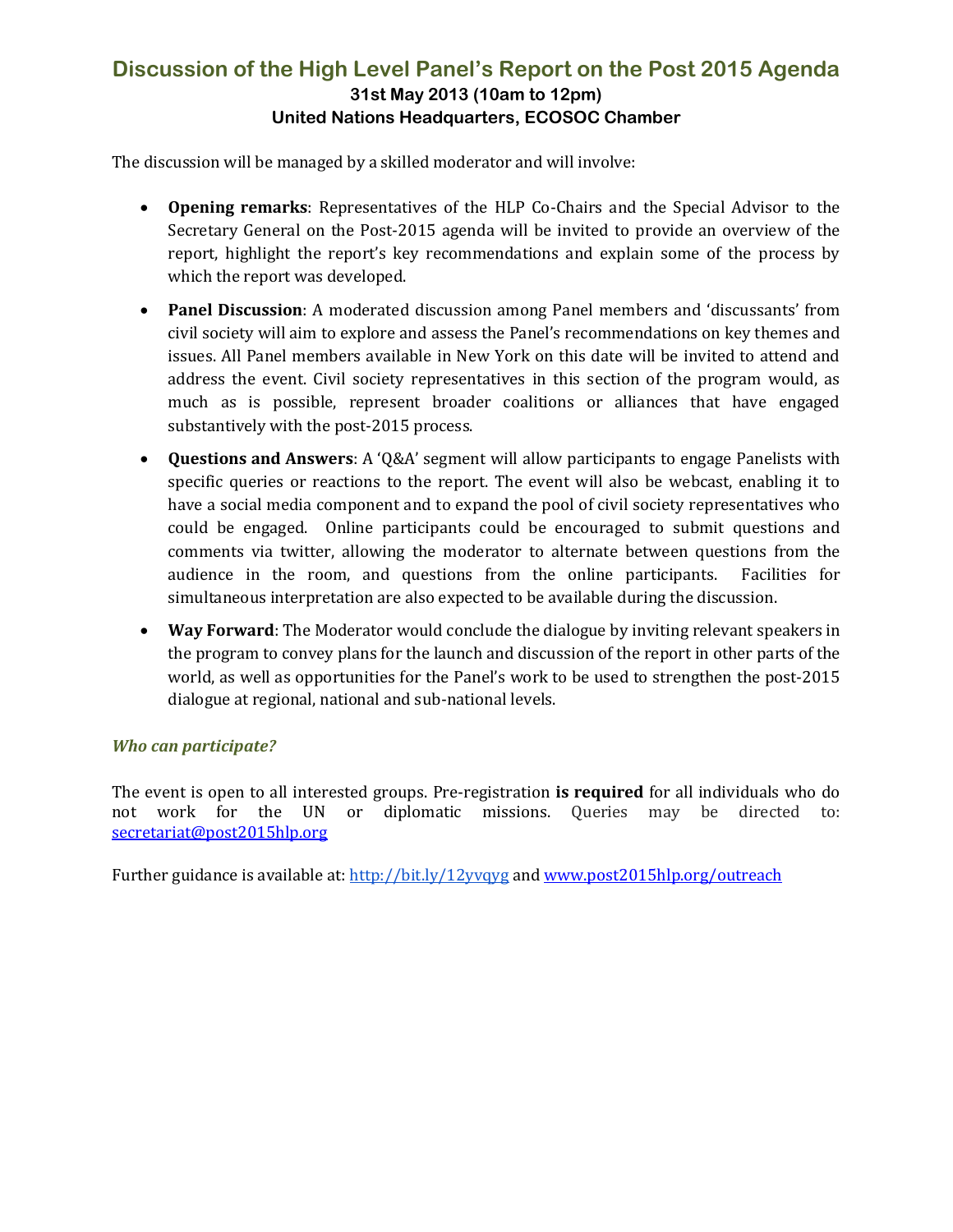## Discussion of the High Level Panel's Report on the Post 2015 Agenda

### 31st May 2013 (10am to 12pm)

### United Nations Headquarters, ECOSOC Chamber

The discussion will be managed by a skilled moderator and will involve:

- **Opening remarks**: Representatives of the HLP Co-Chairs and the Special Advisor to the Secretary General on the Post-2015 agenda will be invited to provide an overview of the report, highlight the report's key recommendations and explain some of the process by which the report was developed.
- **Panel Discussion**: A moderated discussion among Panel members and 'discussants' from civil society will aim to explore and assess the Panel's recommendations on key themes and issues. All Panel members available in New York on this date will be invited to attend and address the event. Civil society representatives in this section of the program would, as much as is possible, represent broader coalitions or alliances that have engaged substantively with the post-2015 process.
- **Questions and Answers**: A 'Q&A' segment will allow participants to engage Panelists with specific queries or reactions to the report. The event will also be webcast, enabling it to have a social media component and to expand the pool of civil society representatives who could be engaged. Online participants could be encouraged to submit questions and comments via twitter, allowing the moderator to alternate between questions from the audience in the room, and questions from the online participants. Facilities for simultaneous interpretation are also expected to be available during the discussion.
- **Way Forward**: The Moderator would conclude the dialogue by inviting relevant speakers in the program to convey plans for the launch and discussion of the report in other parts of the world, as well as opportunities for the Panel's work to be used to strengthen the post-2015 dialogue at regional, national and sub-national levels.

***Who can participate?***

The event is open to all interested groups. Pre-registration **is required** for all individuals who do not work for the UN or diplomatic missions. Queries may be directed to: secretariat@post2015hlp.org

Further guidance is available at: http://bit.ly/12yvqyg and www.post2015hlp.org/outreach